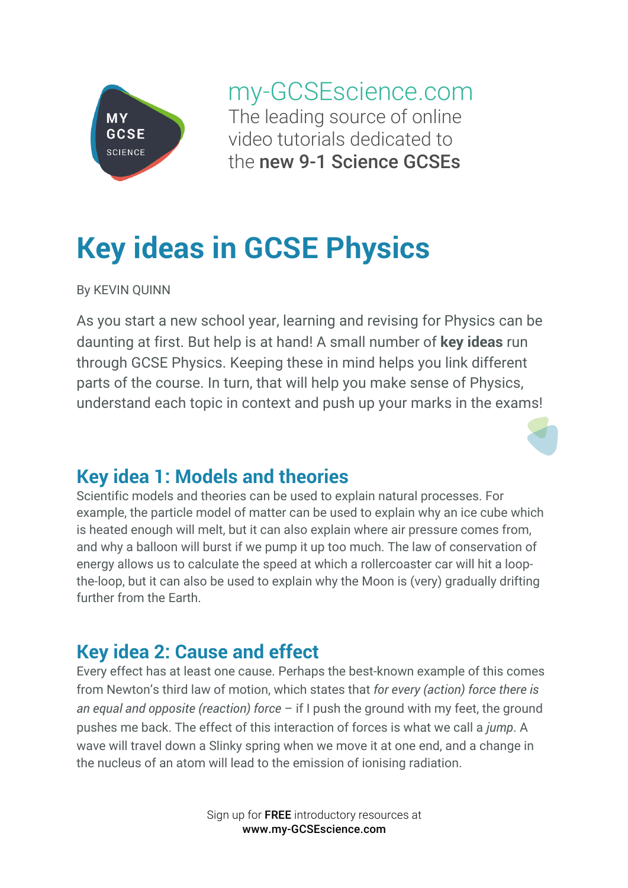my-GCSEscience.com
The leading source of online video tutorials dedicated to the **new 9-1 Science GCSEs**

# Key ideas in GCSE Physics

By KEVIN QUINN

As you start a new school year, learning and revising for Physics can be daunting at first. But help is at hand! A small number of **key ideas** run through GCSE Physics. Keeping these in mind helps you link different parts of the course. In turn, that will help you make sense of Physics, understand each topic in context and push up your marks in the exams!

## Key idea 1: Models and theories

Scientific models and theories can be used to explain natural processes. For example, the particle model of matter can be used to explain why an ice cube which is heated enough will melt, but it can also explain where air pressure comes from, and why a balloon will burst if we pump it up too much. The law of conservation of energy allows us to calculate the speed at which a rollercoaster car will hit a loop-the-loop, but it can also be used to explain why the Moon is (very) gradually drifting further from the Earth.

## Key idea 2: Cause and effect

Every effect has at least one cause. Perhaps the best-known example of this comes from Newton's third law of motion, which states that *for every (action) force there is an equal and opposite (reaction) force* – if I push the ground with my feet, the ground pushes me back. The effect of this interaction of forces is what we call a *jump*. A wave will travel down a Slinky spring when we move it at one end, and a change in the nucleus of an atom will lead to the emission of ionising radiation.

Sign up for **FREE** introductory resources at **www.my-GCSEscience.com**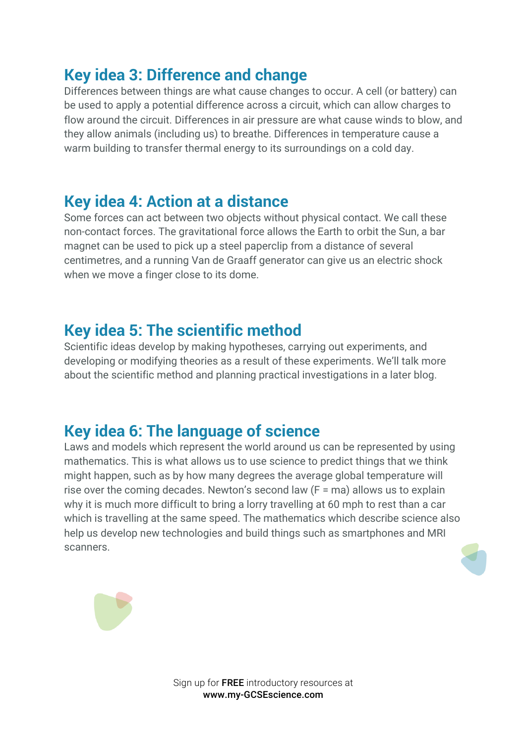## Key idea 3: Difference and change

Differences between things are what cause changes to occur. A cell (or battery) can be used to apply a potential difference across a circuit, which can allow charges to flow around the circuit. Differences in air pressure are what cause winds to blow, and they allow animals (including us) to breathe. Differences in temperature cause a warm building to transfer thermal energy to its surroundings on a cold day.

## Key idea 4: Action at a distance

Some forces can act between two objects without physical contact. We call these non-contact forces. The gravitational force allows the Earth to orbit the Sun, a bar magnet can be used to pick up a steel paperclip from a distance of several centimetres, and a running Van de Graaff generator can give us an electric shock when we move a finger close to its dome.

## Key idea 5: The scientific method

Scientific ideas develop by making hypotheses, carrying out experiments, and developing or modifying theories as a result of these experiments. We'll talk more about the scientific method and planning practical investigations in a later blog.

## Key idea 6: The language of science

Laws and models which represent the world around us can be represented by using mathematics. This is what allows us to use science to predict things that we think might happen, such as by how many degrees the average global temperature will rise over the coming decades. Newton's second law ($F = ma$) allows us to explain why it is much more difficult to bring a lorry travelling at 60 mph to rest than a car which is travelling at the same speed. The mathematics which describe science also help us develop new technologies and build things such as smartphones and MRI scanners.

Sign up for **FREE** introductory resources at
**www.my-GCSEscience.com**